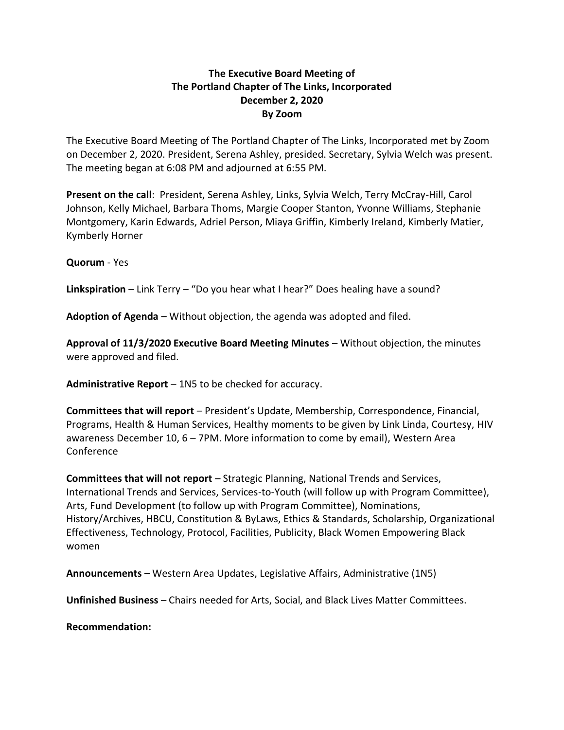**The Executive Board Meeting of**
**The Portland Chapter of The Links, Incorporated**
**December 2, 2020**
**By Zoom**

The Executive Board Meeting of The Portland Chapter of The Links, Incorporated met by Zoom on December 2, 2020. President, Serena Ashley, presided. Secretary, Sylvia Welch was present. The meeting began at 6:08 PM and adjourned at 6:55 PM.

**Present on the call**: President, Serena Ashley, Links, Sylvia Welch, Terry McCray-Hill, Carol Johnson, Kelly Michael, Barbara Thoms, Margie Cooper Stanton, Yvonne Williams, Stephanie Montgomery, Karin Edwards, Adriel Person, Miaya Griffin, Kimberly Ireland, Kimberly Matier, Kymberly Horner

**Quorum** - Yes

**Linkspiration** – Link Terry – "Do you hear what I hear?" Does healing have a sound?

**Adoption of Agenda** – Without objection, the agenda was adopted and filed.

**Approval of 11/3/2020 Executive Board Meeting Minutes** – Without objection, the minutes were approved and filed.

**Administrative Report** – 1N5 to be checked for accuracy.

**Committees that will report** – President's Update, Membership, Correspondence, Financial, Programs, Health & Human Services, Healthy moments to be given by Link Linda, Courtesy, HIV awareness December 10, 6 – 7PM. More information to come by email), Western Area Conference

**Committees that will not report** – Strategic Planning, National Trends and Services, International Trends and Services, Services-to-Youth (will follow up with Program Committee), Arts, Fund Development (to follow up with Program Committee), Nominations, History/Archives, HBCU, Constitution & ByLaws, Ethics & Standards, Scholarship, Organizational Effectiveness, Technology, Protocol, Facilities, Publicity, Black Women Empowering Black women

**Announcements** – Western Area Updates, Legislative Affairs, Administrative (1N5)

**Unfinished Business** – Chairs needed for Arts, Social, and Black Lives Matter Committees.

**Recommendation:**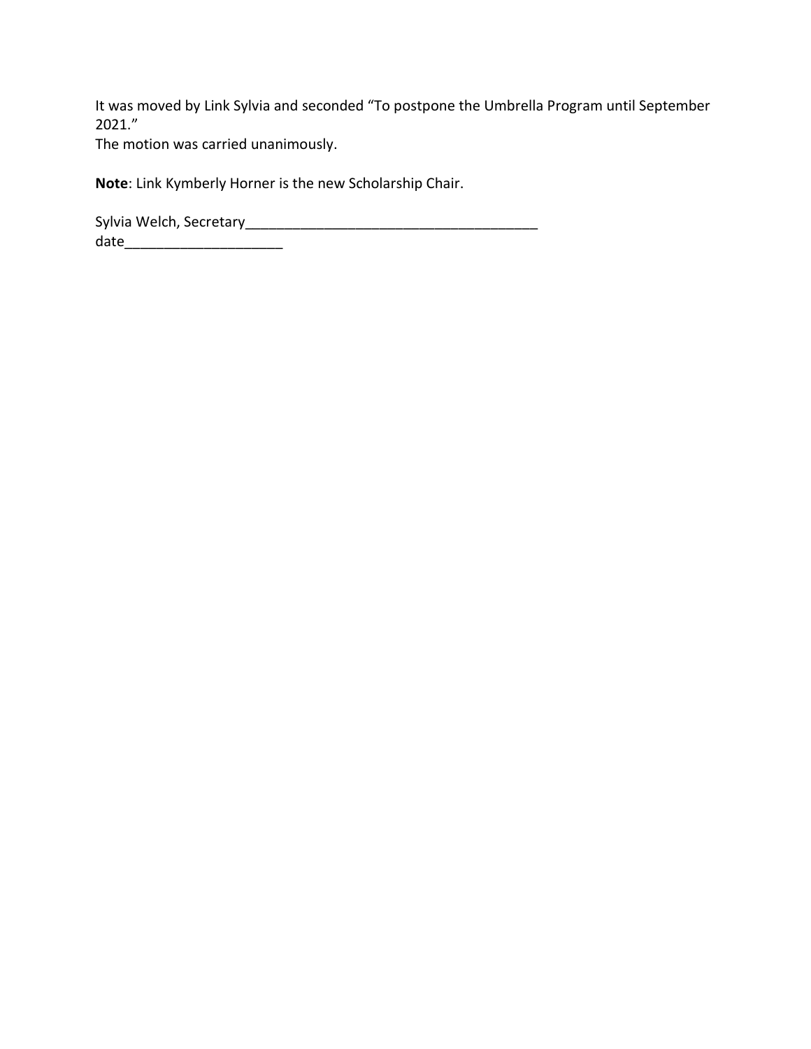It was moved by Link Sylvia and seconded "To postpone the Umbrella Program until September 2021."
The motion was carried unanimously.

**Note**: Link Kymberly Horner is the new Scholarship Chair.

Sylvia Welch, Secretary_____________________________________
date___________________